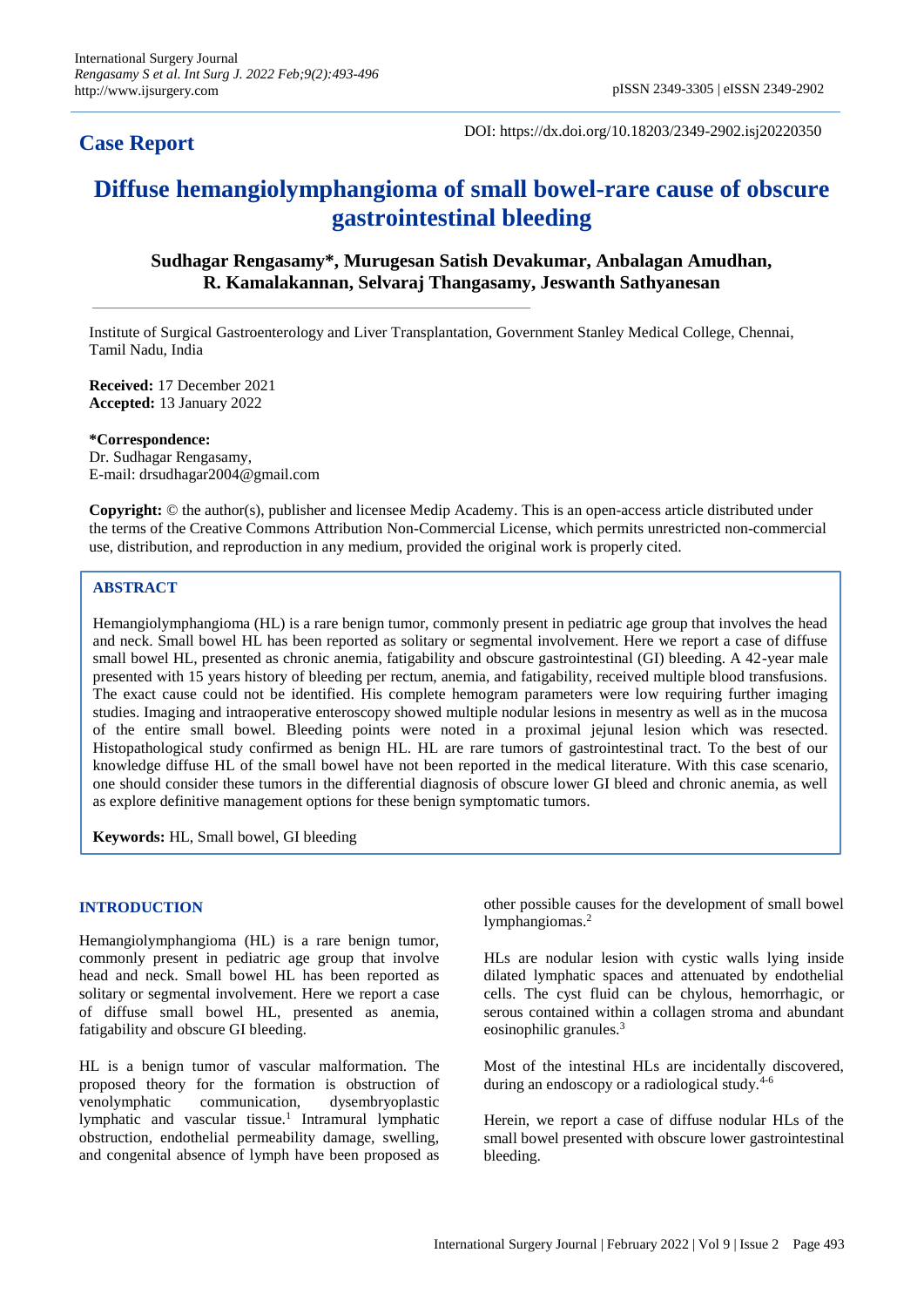## Case Report

DOI: https://dx.doi.org/10.18203/2349-2902.isj20220350

# Diffuse hemangiolymphangioma of small bowel-rare cause of obscure gastrointestinal bleeding

**Sudhagar Rengasamy*, Murugesan Satish Devakumar, Anbalagan Amudhan, R. Kamalakannan, Selvaraj Thangasamy, Jeswanth Sathyanesan**

Institute of Surgical Gastroenterology and Liver Transplantation, Government Stanley Medical College, Chennai, Tamil Nadu, India

**Received:** 17 December 2021
**Accepted:** 13 January 2022

***Correspondence:**
Dr. Sudhagar Rengasamy,
E-mail: drsudhagar2004@gmail.com

**Copyright:** © the author(s), publisher and licensee Medip Academy. This is an open-access article distributed under the terms of the Creative Commons Attribution Non-Commercial License, which permits unrestricted non-commercial use, distribution, and reproduction in any medium, provided the original work is properly cited.

## ABSTRACT

Hemangiolymphangioma (HL) is a rare benign tumor, commonly present in pediatric age group that involves the head and neck. Small bowel HL has been reported as solitary or segmental involvement. Here we report a case of diffuse small bowel HL, presented as chronic anemia, fatigability and obscure gastrointestinal (GI) bleeding. A 42-year male presented with 15 years history of bleeding per rectum, anemia, and fatigability, received multiple blood transfusions. The exact cause could not be identified. His complete hemogram parameters were low requiring further imaging studies. Imaging and intraoperative enteroscopy showed multiple nodular lesions in mesentry as well as in the mucosa of the entire small bowel. Bleeding points were noted in a proximal jejunal lesion which was resected. Histopathological study confirmed as benign HL. HL are rare tumors of gastrointestinal tract. To the best of our knowledge diffuse HL of the small bowel have not been reported in the medical literature. With this case scenario, one should consider these tumors in the differential diagnosis of obscure lower GI bleed and chronic anemia, as well as explore definitive management options for these benign symptomatic tumors.

**Keywords:** HL, Small bowel, GI bleeding

## INTRODUCTION

Hemangiolymphangioma (HL) is a rare benign tumor, commonly present in pediatric age group that involve head and neck. Small bowel HL has been reported as solitary or segmental involvement. Here we report a case of diffuse small bowel HL, presented as anemia, fatigability and obscure GI bleeding.

HL is a benign tumor of vascular malformation. The proposed theory for the formation is obstruction of venolymphatic communication, dysembryoplastic lymphatic and vascular tissue.[1] Intramural lymphatic obstruction, endothelial permeability damage, swelling, and congenital absence of lymph have been proposed as other possible causes for the development of small bowel lymphangiomas.[2]

HLs are nodular lesion with cystic walls lying inside dilated lymphatic spaces and attenuated by endothelial cells. The cyst fluid can be chylous, hemorrhagic, or serous contained within a collagen stroma and abundant eosinophilic granules.[3]

Most of the intestinal HLs are incidentally discovered, during an endoscopy or a radiological study.[4-6]

Herein, we report a case of diffuse nodular HLs of the small bowel presented with obscure lower gastrointestinal bleeding.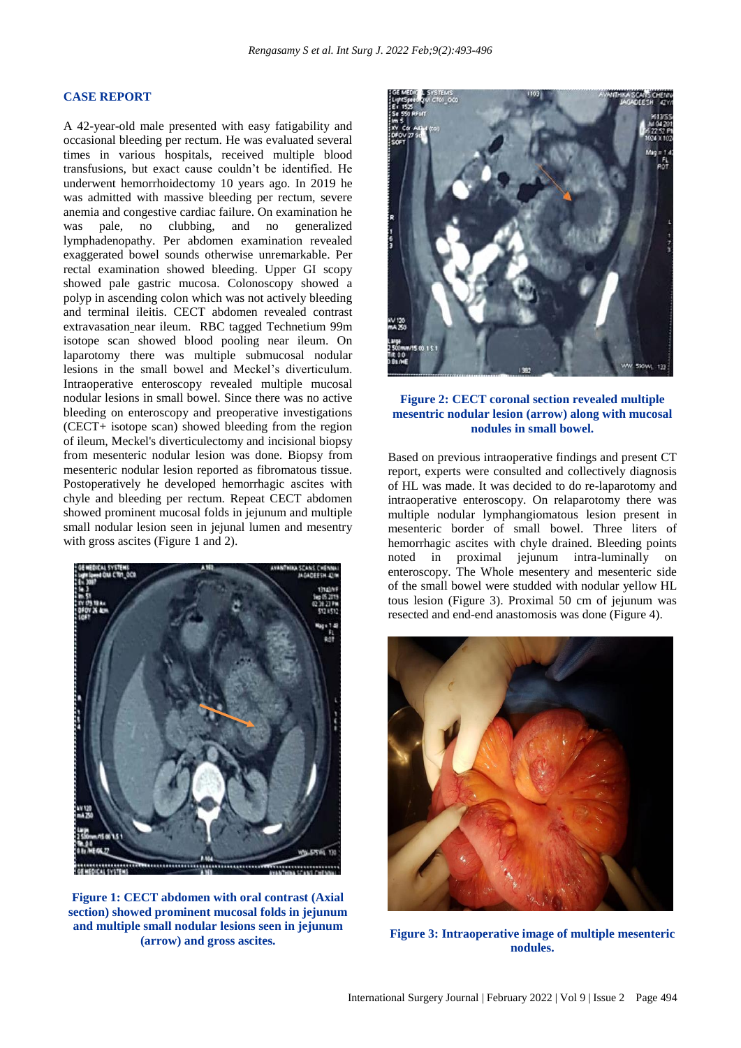## CASE REPORT

A 42-year-old male presented with easy fatigability and occasional bleeding per rectum. He was evaluated several times in various hospitals, received multiple blood transfusions, but exact cause couldn't be identified. He underwent hemorrhoidectomy 10 years ago. In 2019 he was admitted with massive bleeding per rectum, severe anemia and congestive cardiac failure. On examination he was pale, no clubbing, and no generalized lymphadenopathy. Per abdomen examination revealed exaggerated bowel sounds otherwise unremarkable. Per rectal examination showed bleeding. Upper GI scopy showed pale gastric mucosa. Colonoscopy showed a polyp in ascending colon which was not actively bleeding and terminal ileitis. CECT abdomen revealed contrast extravasation_near ileum. RBC tagged Technetium 99m isotope scan showed blood pooling near ileum. On laparotomy there was multiple submucosal nodular lesions in the small bowel and Meckel's diverticulum. Intraoperative enteroscopy revealed multiple mucosal nodular lesions in small bowel. Since there was no active bleeding on enteroscopy and preoperative investigations (CECT+ isotope scan) showed bleeding from the region of ileum, Meckel's diverticulectomy and incisional biopsy from mesenteric nodular lesion was done. Biopsy from mesenteric nodular lesion reported as fibromatous tissue. Postoperatively he developed hemorrhagic ascites with chyle and bleeding per rectum. Repeat CECT abdomen showed prominent mucosal folds in jejunum and multiple small nodular lesion seen in jejunal lumen and mesentry with gross ascites (Figure 1 and 2).

**Figure 1: CECT abdomen with oral contrast (Axial section) showed prominent mucosal folds in jejunum and multiple small nodular lesions seen in jejunum (arrow) and gross ascites.**

**Figure 2: CECT coronal section revealed multiple mesentric nodular lesion (arrow) along with mucosal nodules in small bowel.**

Based on previous intraoperative findings and present CT report, experts were consulted and collectively diagnosis of HL was made. It was decided to do re-laparotomy and intraoperative enteroscopy. On relaparotomy there was multiple nodular lymphangiomatous lesion present in mesenteric border of small bowel. Three liters of hemorrhagic ascites with chyle drained. Bleeding points noted in proximal jejunum intra-luminally on enteroscopy. The Whole mesentery and mesenteric side of the small bowel were studded with nodular yellow HL tous lesion (Figure 3). Proximal 50 cm of jejunum was resected and end-end anastomosis was done (Figure 4).

**Figure 3: Intraoperative image of multiple mesenteric nodules.**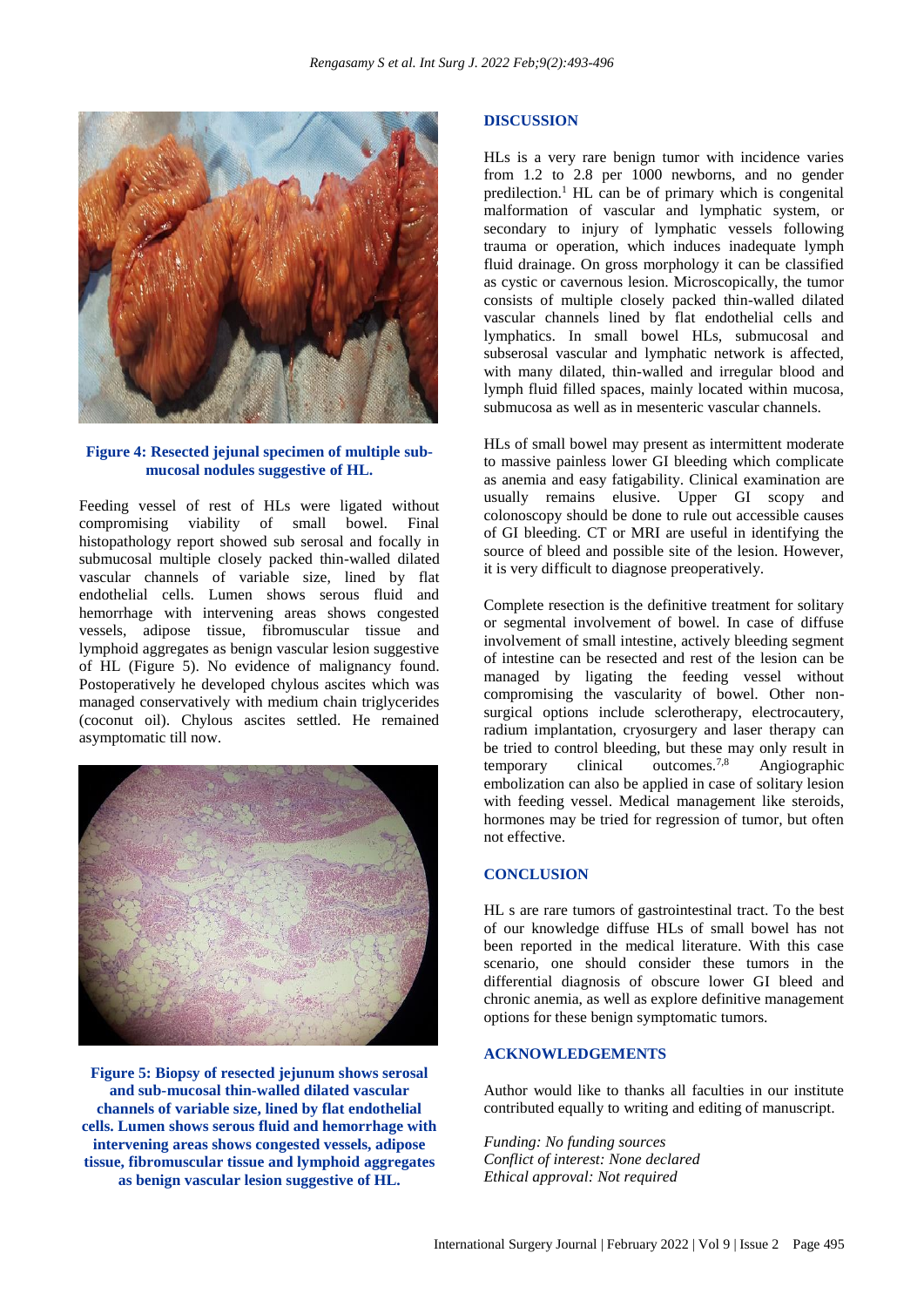**Figure 4: Resected jejunal specimen of multiple sub-mucosal nodules suggestive of HL.**

Feeding vessel of rest of HLs were ligated without compromising viability of small bowel. Final histopathology report showed sub serosal and focally in submucosal multiple closely packed thin-walled dilated vascular channels of variable size, lined by flat endothelial cells. Lumen shows serous fluid and hemorrhage with intervening areas shows congested vessels, adipose tissue, fibromuscular tissue and lymphoid aggregates as benign vascular lesion suggestive of HL (Figure 5). No evidence of malignancy found. Postoperatively he developed chylous ascites which was managed conservatively with medium chain triglycerides (coconut oil). Chylous ascites settled. He remained asymptomatic till now.

**Figure 5: Biopsy of resected jejunum shows serosal and sub-mucosal thin-walled dilated vascular channels of variable size, lined by flat endothelial cells. Lumen shows serous fluid and hemorrhage with intervening areas shows congested vessels, adipose tissue, fibromuscular tissue and lymphoid aggregates as benign vascular lesion suggestive of HL.**

## DISCUSSION

HLs is a very rare benign tumor with incidence varies from 1.2 to 2.8 per 1000 newborns, and no gender predilection.[1] HL can be of primary which is congenital malformation of vascular and lymphatic system, or secondary to injury of lymphatic vessels following trauma or operation, which induces inadequate lymph fluid drainage. On gross morphology it can be classified as cystic or cavernous lesion. Microscopically, the tumor consists of multiple closely packed thin-walled dilated vascular channels lined by flat endothelial cells and lymphatics. In small bowel HLs, submucosal and subserosal vascular and lymphatic network is affected, with many dilated, thin-walled and irregular blood and lymph fluid filled spaces, mainly located within mucosa, submucosa as well as in mesenteric vascular channels.

HLs of small bowel may present as intermittent moderate to massive painless lower GI bleeding which complicate as anemia and easy fatigability. Clinical examination are usually remains elusive. Upper GI scopy and colonoscopy should be done to rule out accessible causes of GI bleeding. CT or MRI are useful in identifying the source of bleed and possible site of the lesion. However, it is very difficult to diagnose preoperatively.

Complete resection is the definitive treatment for solitary or segmental involvement of bowel. In case of diffuse involvement of small intestine, actively bleeding segment of intestine can be resected and rest of the lesion can be managed by ligating the feeding vessel without compromising the vascularity of bowel. Other non-surgical options include sclerotherapy, electrocautery, radium implantation, cryosurgery and laser therapy can be tried to control bleeding, but these may only result in temporary clinical outcomes.[7,8] Angiographic embolization can also be applied in case of solitary lesion with feeding vessel. Medical management like steroids, hormones may be tried for regression of tumor, but often not effective.

## CONCLUSION

HL s are rare tumors of gastrointestinal tract. To the best of our knowledge diffuse HLs of small bowel has not been reported in the medical literature. With this case scenario, one should consider these tumors in the differential diagnosis of obscure lower GI bleed and chronic anemia, as well as explore definitive management options for these benign symptomatic tumors.

## ACKNOWLEDGEMENTS

Author would like to thanks all faculties in our institute contributed equally to writing and editing of manuscript.

*Funding: No funding sources*
*Conflict of interest: None declared*
*Ethical approval: Not required*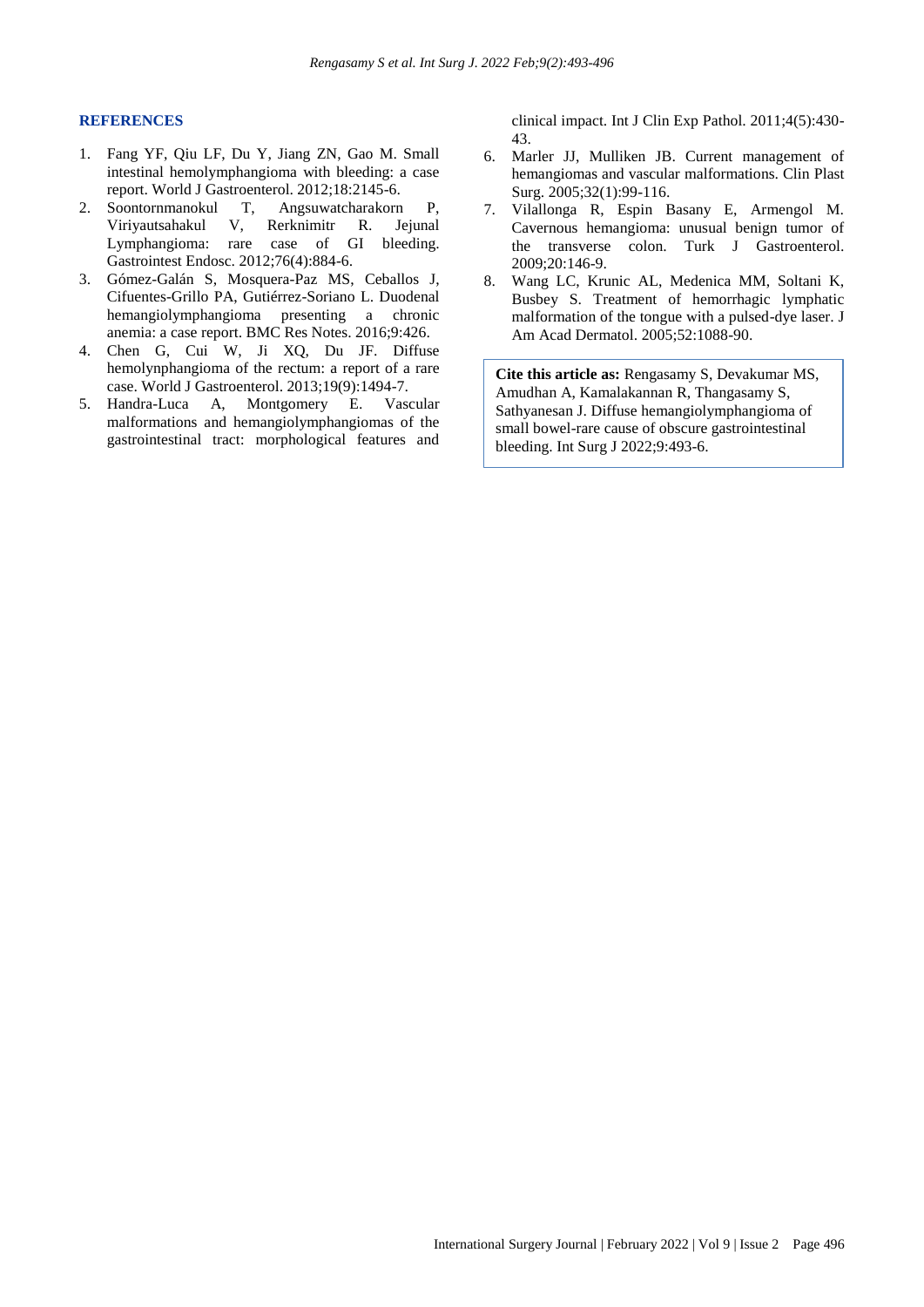## REFERENCES

1. Fang YF, Qiu LF, Du Y, Jiang ZN, Gao M. Small intestinal hemolymphangioma with bleeding: a case report. World J Gastroenterol. 2012;18:2145-6.
2. Soontornmanokul T, Angsuwatcharakorn P, Viriyautsahakul V, Rerknimitr R. Jejunal Lymphangioma: rare case of GI bleeding. Gastrointest Endosc. 2012;76(4):884-6.
3. Gómez-Galán S, Mosquera-Paz MS, Ceballos J, Cifuentes-Grillo PA, Gutiérrez-Soriano L. Duodenal hemangiolymphangioma presenting a chronic anemia: a case report. BMC Res Notes. 2016;9:426.
4. Chen G, Cui W, Ji XQ, Du JF. Diffuse hemolynphangioma of the rectum: a report of a rare case. World J Gastroenterol. 2013;19(9):1494-7.
5. Handra-Luca A, Montgomery E. Vascular malformations and hemangiolymphangiomas of the gastrointestinal tract: morphological features and clinical impact. Int J Clin Exp Pathol. 2011;4(5):430-43.
6. Marler JJ, Mulliken JB. Current management of hemangiomas and vascular malformations. Clin Plast Surg. 2005;32(1):99-116.
7. Vilallonga R, Espin Basany E, Armengol M. Cavernous hemangioma: unusual benign tumor of the transverse colon. Turk J Gastroenterol. 2009;20:146-9.
8. Wang LC, Krunic AL, Medenica MM, Soltani K, Busbey S. Treatment of hemorrhagic lymphatic malformation of the tongue with a pulsed-dye laser. J Am Acad Dermatol. 2005;52:1088-90.

**Cite this article as:** Rengasamy S, Devakumar MS, Amudhan A, Kamalakannan R, Thangasamy S, Sathyanesan J. Diffuse hemangiolymphangioma of small bowel-rare cause of obscure gastrointestinal bleeding. Int Surg J 2022;9:493-6.